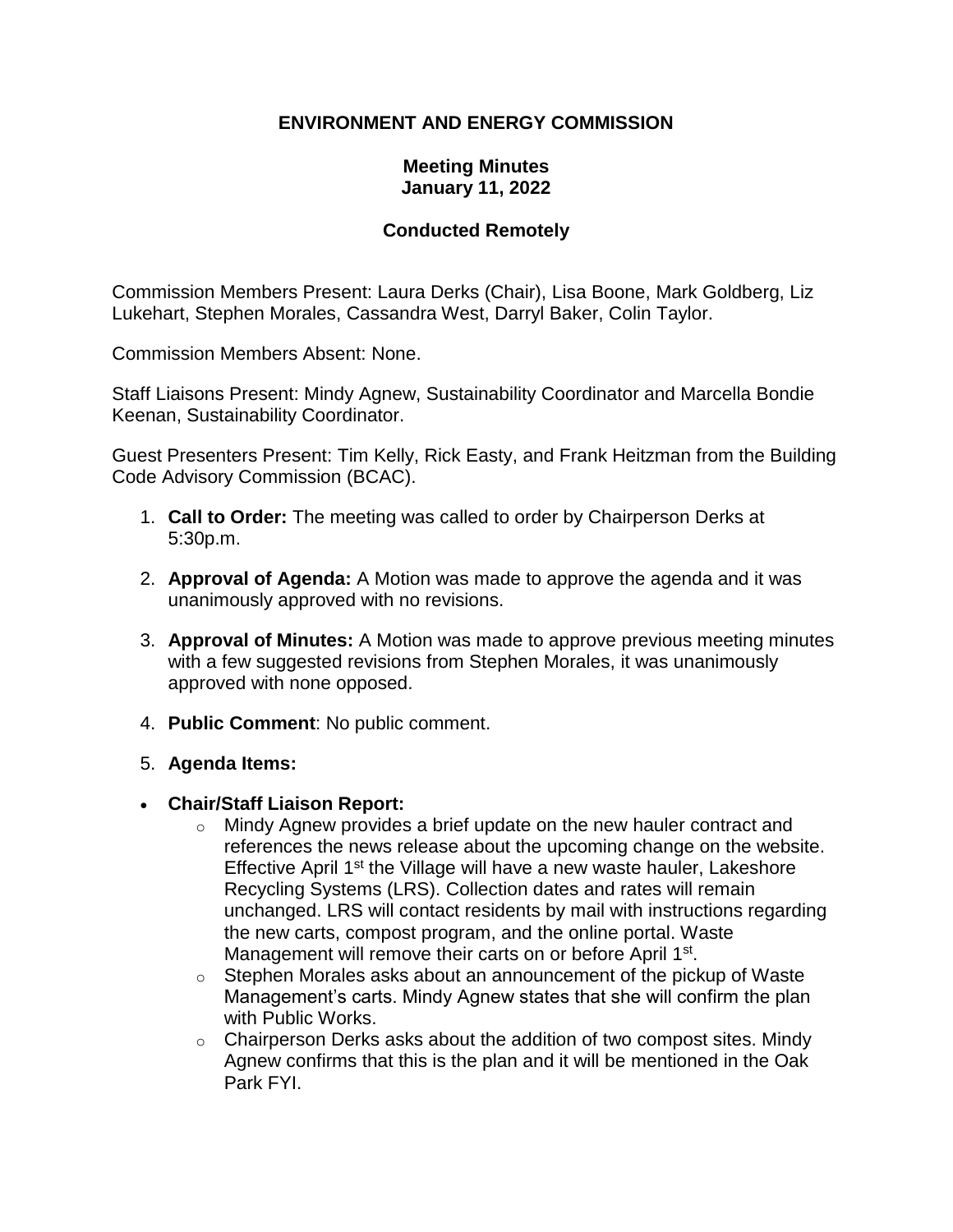# ENVIRONMENT AND ENERGY COMMISSION

## Meeting Minutes
## January 11, 2022

## Conducted Remotely

Commission Members Present: Laura Derks (Chair), Lisa Boone, Mark Goldberg, Liz Lukehart, Stephen Morales, Cassandra West, Darryl Baker, Colin Taylor.

Commission Members Absent: None.

Staff Liaisons Present: Mindy Agnew, Sustainability Coordinator and Marcella Bondie Keenan, Sustainability Coordinator.

Guest Presenters Present: Tim Kelly, Rick Easty, and Frank Heitzman from the Building Code Advisory Commission (BCAC).

1. **Call to Order:** The meeting was called to order by Chairperson Derks at 5:30p.m.

2. **Approval of Agenda:** A Motion was made to approve the agenda and it was unanimously approved with no revisions.

3. **Approval of Minutes:** A Motion was made to approve previous meeting minutes with a few suggested revisions from Stephen Morales, it was unanimously approved with none opposed.

4. **Public Comment**: No public comment.

5. **Agenda Items:**

- **Chair/Staff Liaison Report:**
  - Mindy Agnew provides a brief update on the new hauler contract and references the news release about the upcoming change on the website. Effective April 1st the Village will have a new waste hauler, Lakeshore Recycling Systems (LRS). Collection dates and rates will remain unchanged. LRS will contact residents by mail with instructions regarding the new carts, compost program, and the online portal. Waste Management will remove their carts on or before April 1st.
  - Stephen Morales asks about an announcement of the pickup of Waste Management's carts. Mindy Agnew states that she will confirm the plan with Public Works.
  - Chairperson Derks asks about the addition of two compost sites. Mindy Agnew confirms that this is the plan and it will be mentioned in the Oak Park FYI.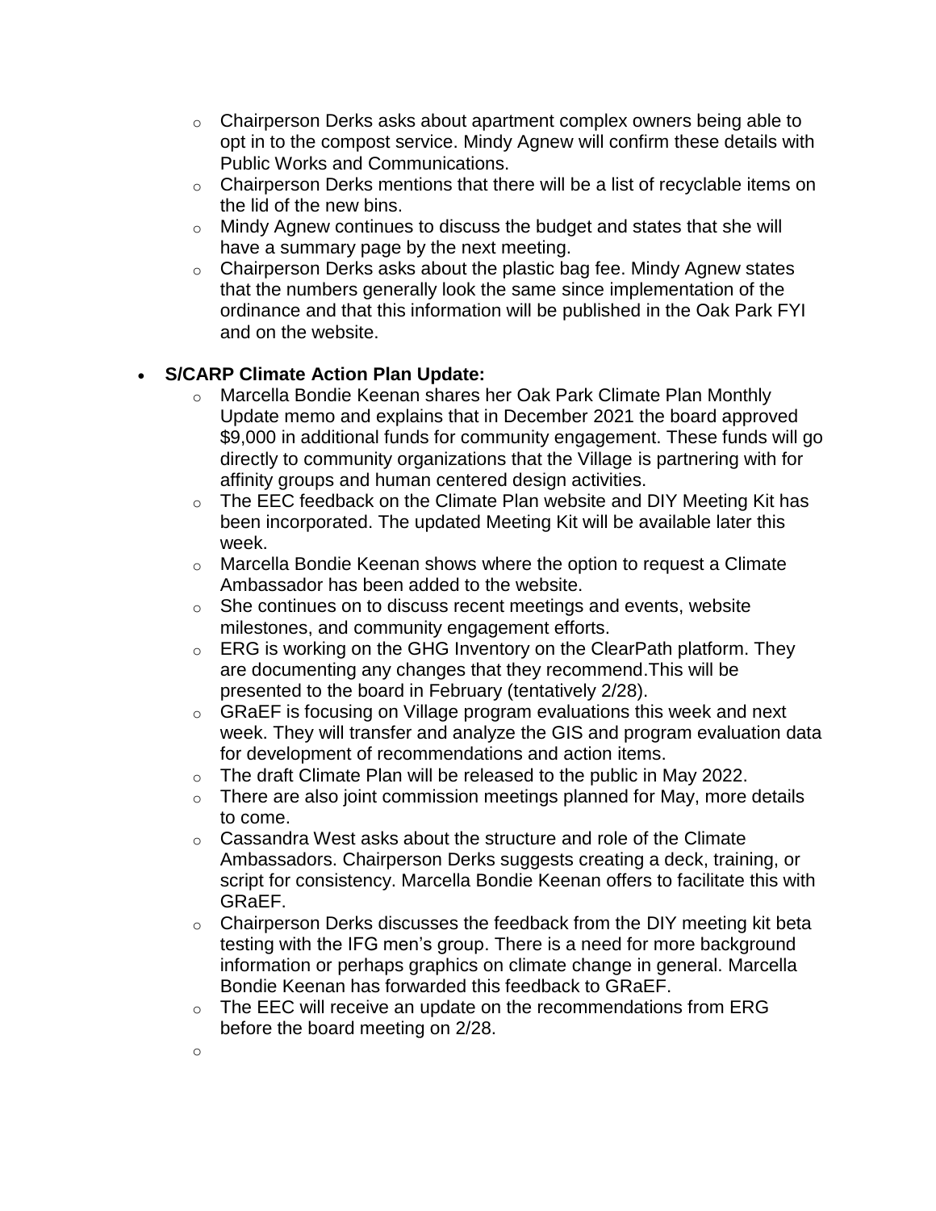- Chairperson Derks asks about apartment complex owners being able to opt in to the compost service. Mindy Agnew will confirm these details with Public Works and Communications.
  - Chairperson Derks mentions that there will be a list of recyclable items on the lid of the new bins.
  - Mindy Agnew continues to discuss the budget and states that she will have a summary page by the next meeting.
  - Chairperson Derks asks about the plastic bag fee. Mindy Agnew states that the numbers generally look the same since implementation of the ordinance and that this information will be published in the Oak Park FYI and on the website.

- **S/CARP Climate Action Plan Update:**
  - Marcella Bondie Keenan shares her Oak Park Climate Plan Monthly Update memo and explains that in December 2021 the board approved $9,000 in additional funds for community engagement. These funds will go directly to community organizations that the Village is partnering with for affinity groups and human centered design activities.
  - The EEC feedback on the Climate Plan website and DIY Meeting Kit has been incorporated. The updated Meeting Kit will be available later this week.
  - Marcella Bondie Keenan shows where the option to request a Climate Ambassador has been added to the website.
  - She continues on to discuss recent meetings and events, website milestones, and community engagement efforts.
  - ERG is working on the GHG Inventory on the ClearPath platform. They are documenting any changes that they recommend.This will be presented to the board in February (tentatively 2/28).
  - GRaEF is focusing on Village program evaluations this week and next week. They will transfer and analyze the GIS and program evaluation data for development of recommendations and action items.
  - The draft Climate Plan will be released to the public in May 2022.
  - There are also joint commission meetings planned for May, more details to come.
  - Cassandra West asks about the structure and role of the Climate Ambassadors. Chairperson Derks suggests creating a deck, training, or script for consistency. Marcella Bondie Keenan offers to facilitate this with GRaEF.
  - Chairperson Derks discusses the feedback from the DIY meeting kit beta testing with the IFG men's group. There is a need for more background information or perhaps graphics on climate change in general. Marcella Bondie Keenan has forwarded this feedback to GRaEF.
  - The EEC will receive an update on the recommendations from ERG before the board meeting on 2/28.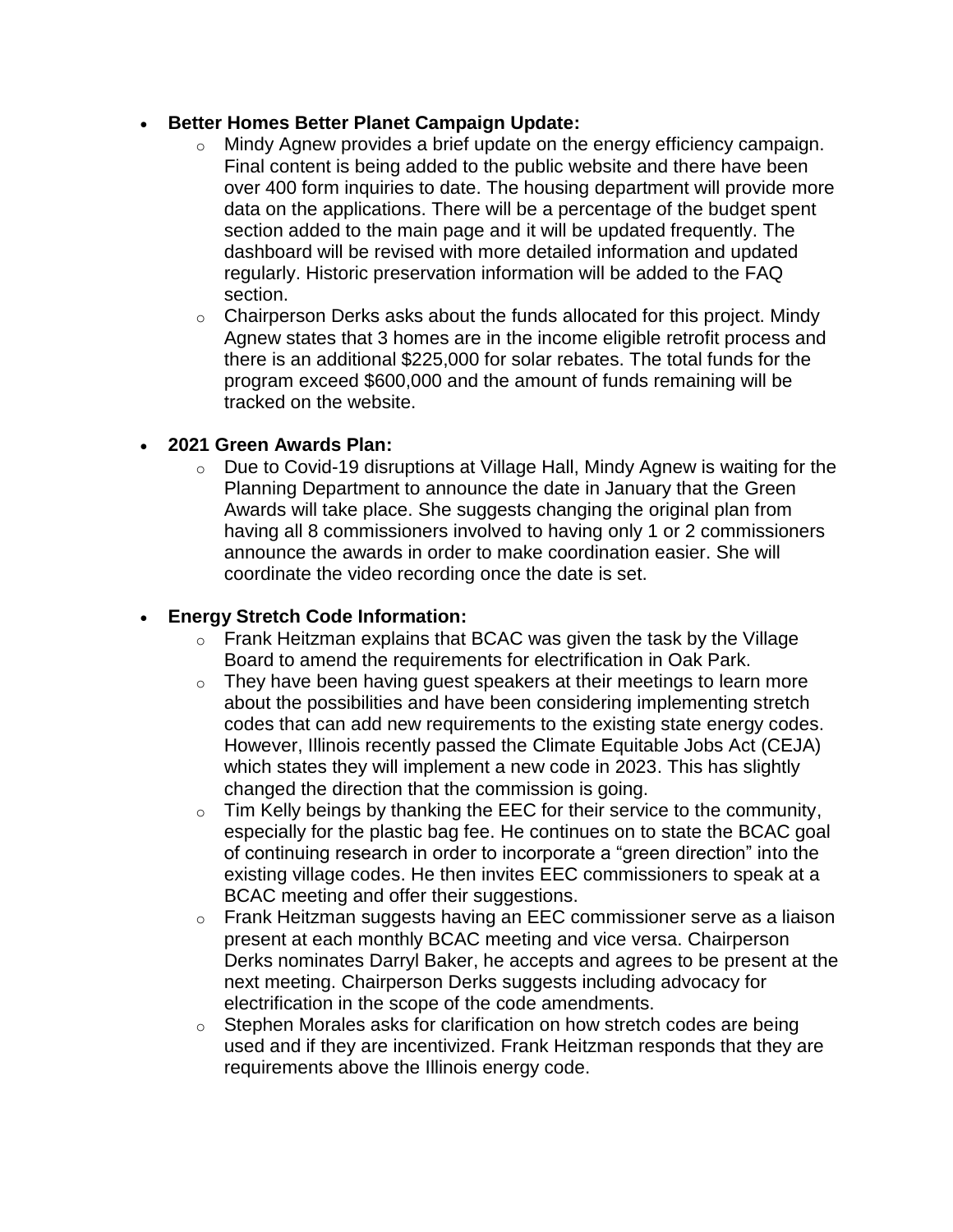- **Better Homes Better Planet Campaign Update:**
  - Mindy Agnew provides a brief update on the energy efficiency campaign. Final content is being added to the public website and there have been over 400 form inquiries to date. The housing department will provide more data on the applications. There will be a percentage of the budget spent section added to the main page and it will be updated frequently. The dashboard will be revised with more detailed information and updated regularly. Historic preservation information will be added to the FAQ section.
  - Chairperson Derks asks about the funds allocated for this project. Mindy Agnew states that 3 homes are in the income eligible retrofit process and there is an additional $225,000 for solar rebates. The total funds for the program exceed $600,000 and the amount of funds remaining will be tracked on the website.

- **2021 Green Awards Plan:**
  - Due to Covid-19 disruptions at Village Hall, Mindy Agnew is waiting for the Planning Department to announce the date in January that the Green Awards will take place. She suggests changing the original plan from having all 8 commissioners involved to having only 1 or 2 commissioners announce the awards in order to make coordination easier. She will coordinate the video recording once the date is set.

- **Energy Stretch Code Information:**
  - Frank Heitzman explains that BCAC was given the task by the Village Board to amend the requirements for electrification in Oak Park.
  - They have been having guest speakers at their meetings to learn more about the possibilities and have been considering implementing stretch codes that can add new requirements to the existing state energy codes. However, Illinois recently passed the Climate Equitable Jobs Act (CEJA) which states they will implement a new code in 2023. This has slightly changed the direction that the commission is going.
  - Tim Kelly beings by thanking the EEC for their service to the community, especially for the plastic bag fee. He continues on to state the BCAC goal of continuing research in order to incorporate a "green direction" into the existing village codes. He then invites EEC commissioners to speak at a BCAC meeting and offer their suggestions.
  - Frank Heitzman suggests having an EEC commissioner serve as a liaison present at each monthly BCAC meeting and vice versa. Chairperson Derks nominates Darryl Baker, he accepts and agrees to be present at the next meeting. Chairperson Derks suggests including advocacy for electrification in the scope of the code amendments.
  - Stephen Morales asks for clarification on how stretch codes are being used and if they are incentivized. Frank Heitzman responds that they are requirements above the Illinois energy code.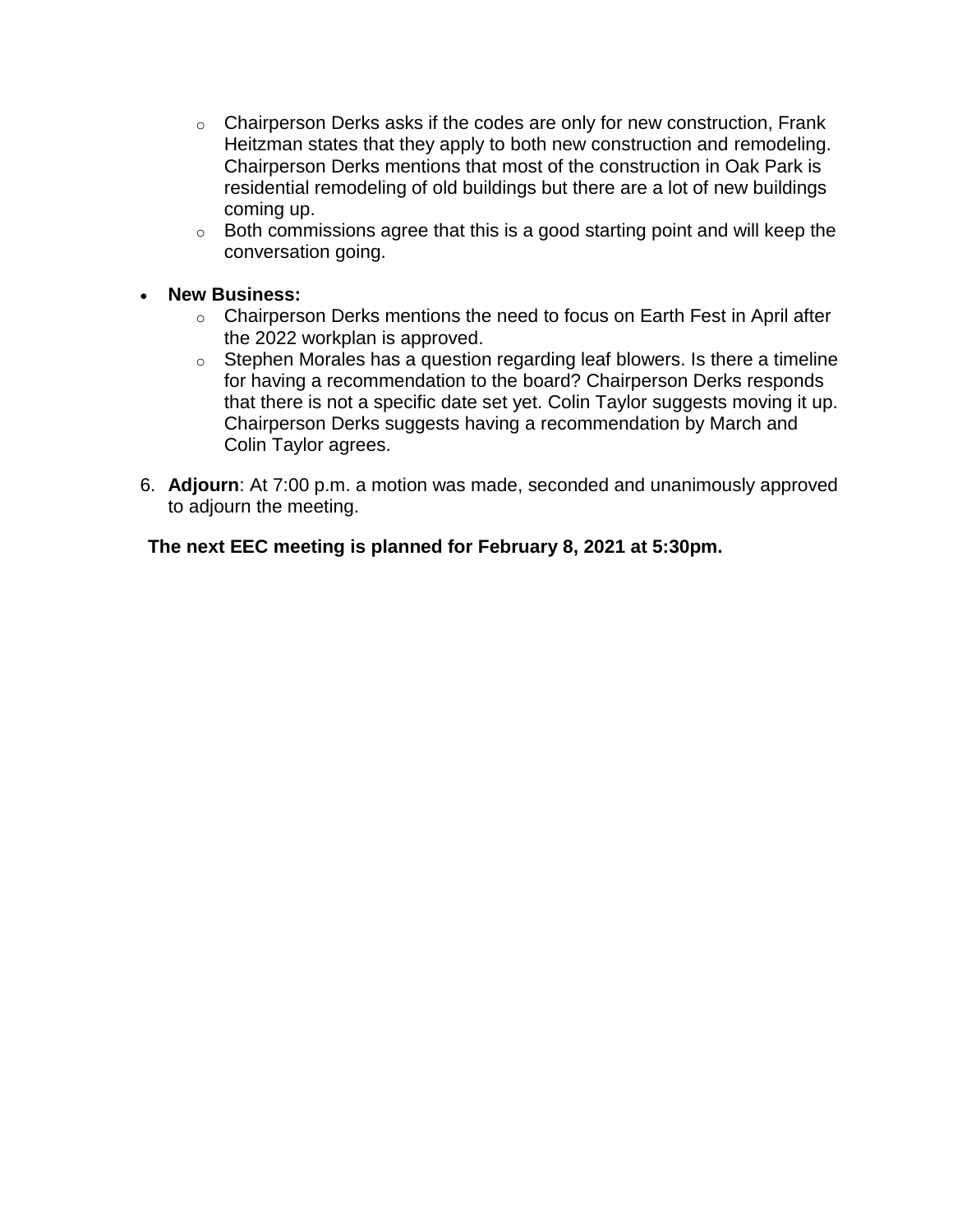- Chairperson Derks asks if the codes are only for new construction, Frank Heitzman states that they apply to both new construction and remodeling. Chairperson Derks mentions that most of the construction in Oak Park is residential remodeling of old buildings but there are a lot of new buildings coming up.
  - Both commissions agree that this is a good starting point and will keep the conversation going.

- **New Business:**
  - Chairperson Derks mentions the need to focus on Earth Fest in April after the 2022 workplan is approved.
  - Stephen Morales has a question regarding leaf blowers. Is there a timeline for having a recommendation to the board? Chairperson Derks responds that there is not a specific date set yet. Colin Taylor suggests moving it up. Chairperson Derks suggests having a recommendation by March and Colin Taylor agrees.

6. **Adjourn**: At 7:00 p.m. a motion was made, seconded and unanimously approved to adjourn the meeting.

**The next EEC meeting is planned for February 8, 2021 at 5:30pm.**